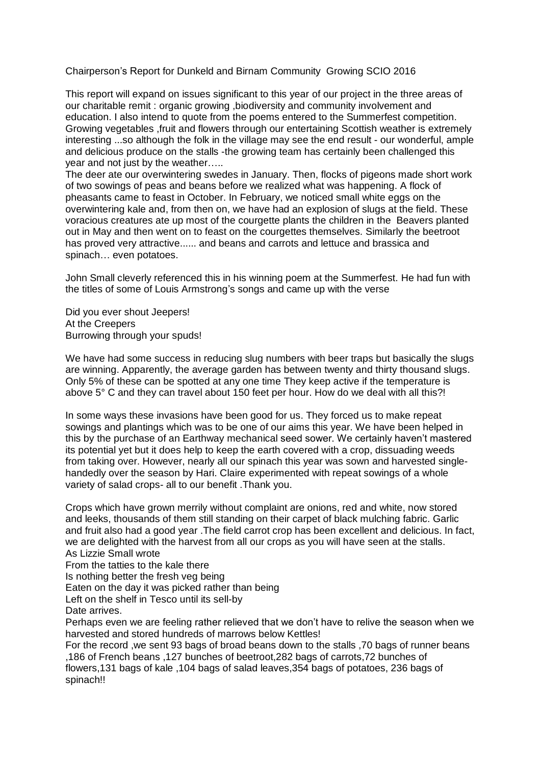Chairperson's Report for Dunkeld and Birnam Community Growing SCIO 2016

This report will expand on issues significant to this year of our project in the three areas of our charitable remit : organic growing ,biodiversity and community involvement and education. I also intend to quote from the poems entered to the Summerfest competition. Growing vegetables ,fruit and flowers through our entertaining Scottish weather is extremely interesting ...so although the folk in the village may see the end result - our wonderful, ample and delicious produce on the stalls -the growing team has certainly been challenged this year and not just by the weather…..
The deer ate our overwintering swedes in January. Then, flocks of pigeons made short work of two sowings of peas and beans before we realized what was happening. A flock of pheasants came to feast in October. In February, we noticed small white eggs on the overwintering kale and, from then on, we have had an explosion of slugs at the field. These voracious creatures ate up most of the courgette plants the children in the Beavers planted out in May and then went on to feast on the courgettes themselves. Similarly the beetroot has proved very attractive...... and beans and carrots and lettuce and brassica and spinach… even potatoes.

John Small cleverly referenced this in his winning poem at the Summerfest. He had fun with the titles of some of Louis Armstrong's songs and came up with the verse

Did you ever shout Jeepers!
At the Creepers
Burrowing through your spuds!

We have had some success in reducing slug numbers with beer traps but basically the slugs are winning. Apparently, the average garden has between twenty and thirty thousand slugs. Only 5% of these can be spotted at any one time They keep active if the temperature is above 5° C and they can travel about 150 feet per hour. How do we deal with all this?!

In some ways these invasions have been good for us. They forced us to make repeat sowings and plantings which was to be one of our aims this year. We have been helped in this by the purchase of an Earthway mechanical seed sower. We certainly haven't mastered its potential yet but it does help to keep the earth covered with a crop, dissuading weeds from taking over. However, nearly all our spinach this year was sown and harvested single-handedly over the season by Hari. Claire experimented with repeat sowings of a whole variety of salad crops- all to our benefit .Thank you.

Crops which have grown merrily without complaint are onions, red and white, now stored and leeks, thousands of them still standing on their carpet of black mulching fabric. Garlic and fruit also had a good year .The field carrot crop has been excellent and delicious. In fact, we are delighted with the harvest from all our crops as you will have seen at the stalls.
As Lizzie Small wrote

From the tatties to the kale there
Is nothing better the fresh veg being
Eaten on the day it was picked rather than being
Left on the shelf in Tesco until its sell-by
Date arrives.

Perhaps even we are feeling rather relieved that we don't have to relive the season when we harvested and stored hundreds of marrows below Kettles!
For the record ,we sent 93 bags of broad beans down to the stalls ,70 bags of runner beans ,186 of French beans ,127 bunches of beetroot,282 bags of carrots,72 bunches of flowers,131 bags of kale ,104 bags of salad leaves,354 bags of potatoes, 236 bags of spinach!!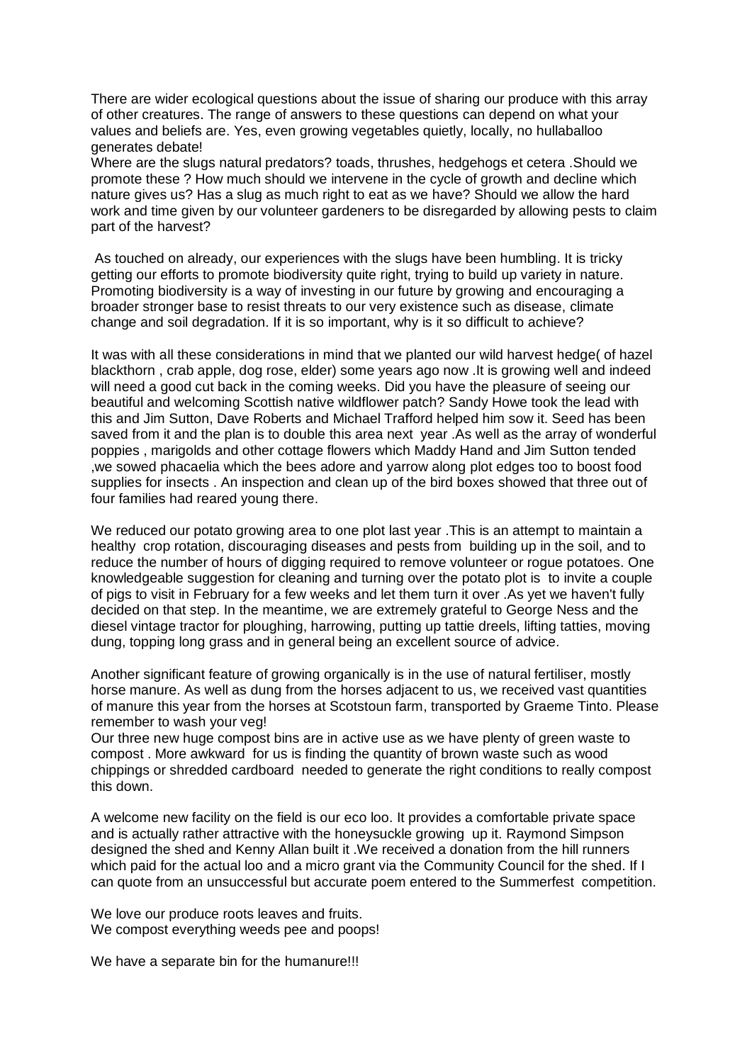There are wider ecological questions about the issue of sharing our produce with this array of other creatures. The range of answers to these questions can depend on what your values and beliefs are. Yes, even growing vegetables quietly, locally, no hullaballoo generates debate!
Where are the slugs natural predators? toads, thrushes, hedgehogs et cetera .Should we promote these ? How much should we intervene in the cycle of growth and decline which nature gives us? Has a slug as much right to eat as we have? Should we allow the hard work and time given by our volunteer gardeners to be disregarded by allowing pests to claim part of the harvest?

As touched on already, our experiences with the slugs have been humbling. It is tricky getting our efforts to promote biodiversity quite right, trying to build up variety in nature. Promoting biodiversity is a way of investing in our future by growing and encouraging a broader stronger base to resist threats to our very existence such as disease, climate change and soil degradation. If it is so important, why is it so difficult to achieve?

It was with all these considerations in mind that we planted our wild harvest hedge( of hazel blackthorn , crab apple, dog rose, elder) some years ago now .It is growing well and indeed will need a good cut back in the coming weeks. Did you have the pleasure of seeing our beautiful and welcoming Scottish native wildflower patch? Sandy Howe took the lead with this and Jim Sutton, Dave Roberts and Michael Trafford helped him sow it. Seed has been saved from it and the plan is to double this area next year .As well as the array of wonderful poppies , marigolds and other cottage flowers which Maddy Hand and Jim Sutton tended ,we sowed phacaelia which the bees adore and yarrow along plot edges too to boost food supplies for insects . An inspection and clean up of the bird boxes showed that three out of four families had reared young there.

We reduced our potato growing area to one plot last year .This is an attempt to maintain a healthy crop rotation, discouraging diseases and pests from building up in the soil, and to reduce the number of hours of digging required to remove volunteer or rogue potatoes. One knowledgeable suggestion for cleaning and turning over the potato plot is to invite a couple of pigs to visit in February for a few weeks and let them turn it over .As yet we haven't fully decided on that step. In the meantime, we are extremely grateful to George Ness and the diesel vintage tractor for ploughing, harrowing, putting up tattie dreels, lifting tatties, moving dung, topping long grass and in general being an excellent source of advice.

Another significant feature of growing organically is in the use of natural fertiliser, mostly horse manure. As well as dung from the horses adjacent to us, we received vast quantities of manure this year from the horses at Scotstoun farm, transported by Graeme Tinto. Please remember to wash your veg!
Our three new huge compost bins are in active use as we have plenty of green waste to compost . More awkward for us is finding the quantity of brown waste such as wood chippings or shredded cardboard needed to generate the right conditions to really compost this down.

A welcome new facility on the field is our eco loo. It provides a comfortable private space and is actually rather attractive with the honeysuckle growing up it. Raymond Simpson designed the shed and Kenny Allan built it .We received a donation from the hill runners which paid for the actual loo and a micro grant via the Community Council for the shed. If I can quote from an unsuccessful but accurate poem entered to the Summerfest competition.

We love our produce roots leaves and fruits.
We compost everything weeds pee and poops!

We have a separate bin for the humanure!!!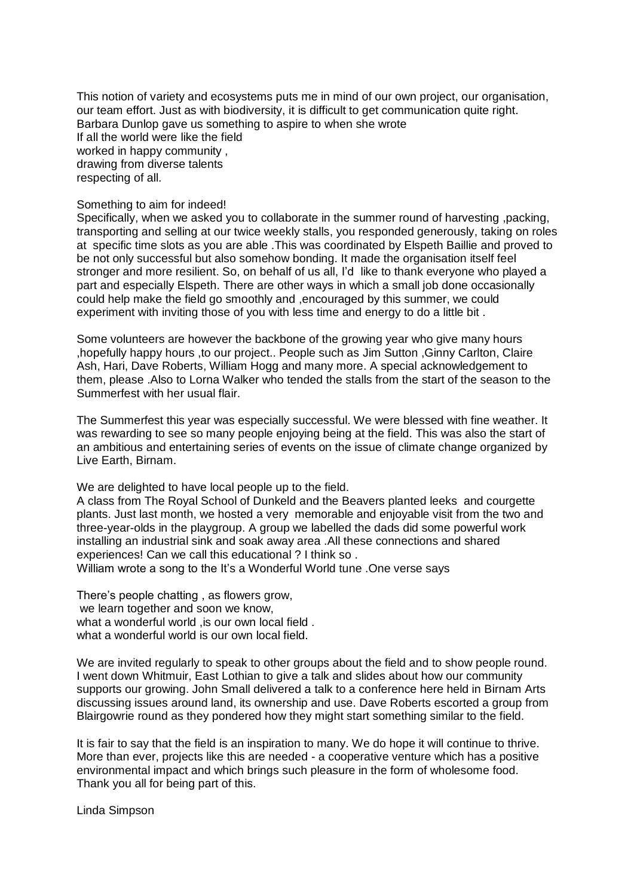This notion of variety and ecosystems puts me in mind of our own project, our organisation, our team effort. Just as with biodiversity, it is difficult to get communication quite right. Barbara Dunlop gave us something to aspire to when she wrote

If all the world were like the field
worked in happy community ,
drawing from diverse talents
respecting of all.

Something to aim for indeed!
Specifically, when we asked you to collaborate in the summer round of harvesting ,packing, transporting and selling at our twice weekly stalls, you responded generously, taking on roles at specific time slots as you are able .This was coordinated by Elspeth Baillie and proved to be not only successful but also somehow bonding. It made the organisation itself feel stronger and more resilient. So, on behalf of us all, I'd like to thank everyone who played a part and especially Elspeth. There are other ways in which a small job done occasionally could help make the field go smoothly and ,encouraged by this summer, we could experiment with inviting those of you with less time and energy to do a little bit .

Some volunteers are however the backbone of the growing year who give many hours ,hopefully happy hours ,to our project.. People such as Jim Sutton ,Ginny Carlton, Claire Ash, Hari, Dave Roberts, William Hogg and many more. A special acknowledgement to them, please .Also to Lorna Walker who tended the stalls from the start of the season to the Summerfest with her usual flair.

The Summerfest this year was especially successful. We were blessed with fine weather. It was rewarding to see so many people enjoying being at the field. This was also the start of an ambitious and entertaining series of events on the issue of climate change organized by Live Earth, Birnam.

We are delighted to have local people up to the field.
A class from The Royal School of Dunkeld and the Beavers planted leeks and courgette plants. Just last month, we hosted a very memorable and enjoyable visit from the two and three-year-olds in the playgroup. A group we labelled the dads did some powerful work installing an industrial sink and soak away area .All these connections and shared experiences! Can we call this educational ? I think so .
William wrote a song to the It's a Wonderful World tune .One verse says

There's people chatting , as flowers grow,
we learn together and soon we know,
what a wonderful world ,is our own local field .
what a wonderful world is our own local field.

We are invited regularly to speak to other groups about the field and to show people round. I went down Whitmuir, East Lothian to give a talk and slides about how our community supports our growing. John Small delivered a talk to a conference here held in Birnam Arts discussing issues around land, its ownership and use. Dave Roberts escorted a group from Blairgowrie round as they pondered how they might start something similar to the field.

It is fair to say that the field is an inspiration to many. We do hope it will continue to thrive. More than ever, projects like this are needed - a cooperative venture which has a positive environmental impact and which brings such pleasure in the form of wholesome food. Thank you all for being part of this.

Linda Simpson